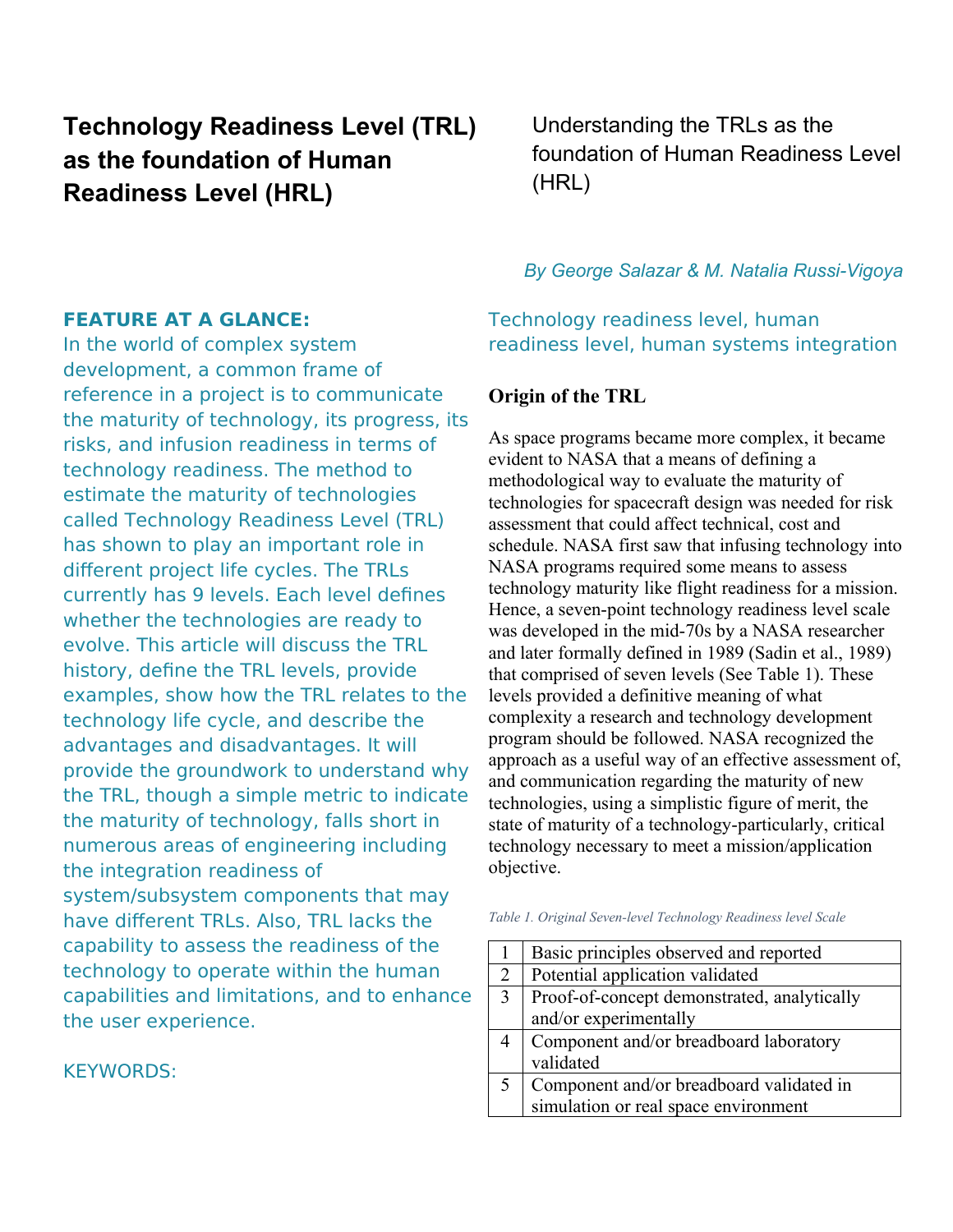# Technology Readiness Level (TRL) as the foundation of Human Readiness Level (HRL)

Understanding the TRLs as the foundation of Human Readiness Level (HRL)

*By George Salazar & M. Natalia Russi-Vigoya*

**FEATURE AT A GLANCE:**

In the world of complex system development, a common frame of reference in a project is to communicate the maturity of technology, its progress, its risks, and infusion readiness in terms of technology readiness. The method to estimate the maturity of technologies called Technology Readiness Level (TRL) has shown to play an important role in different project life cycles. The TRLs currently has 9 levels. Each level defines whether the technologies are ready to evolve. This article will discuss the TRL history, define the TRL levels, provide examples, show how the TRL relates to the technology life cycle, and describe the advantages and disadvantages. It will provide the groundwork to understand why the TRL, though a simple metric to indicate the maturity of technology, falls short in numerous areas of engineering including the integration readiness of system/subsystem components that may have different TRLs. Also, TRL lacks the capability to assess the readiness of the technology to operate within the human capabilities and limitations, and to enhance the user experience.

KEYWORDS:

Technology readiness level, human readiness level, human systems integration

## Origin of the TRL

As space programs became more complex, it became evident to NASA that a means of defining a methodological way to evaluate the maturity of technologies for spacecraft design was needed for risk assessment that could affect technical, cost and schedule. NASA first saw that infusing technology into NASA programs required some means to assess technology maturity like flight readiness for a mission. Hence, a seven-point technology readiness level scale was developed in the mid-70s by a NASA researcher and later formally defined in 1989 (Sadin et al., 1989) that comprised of seven levels (See Table 1). These levels provided a definitive meaning of what complexity a research and technology development program should be followed. NASA recognized the approach as a useful way of an effective assessment of, and communication regarding the maturity of new technologies, using a simplistic figure of merit, the state of maturity of a technology-particularly, critical technology necessary to meet a mission/application objective.

*Table 1. Original Seven-level Technology Readiness level Scale*

| | |
|---|---|
| 1 | Basic principles observed and reported |
| 2 | Potential application validated |
| 3 | Proof-of-concept demonstrated, analytically and/or experimentally |
| 4 | Component and/or breadboard laboratory validated |
| 5 | Component and/or breadboard validated in simulation or real space environment |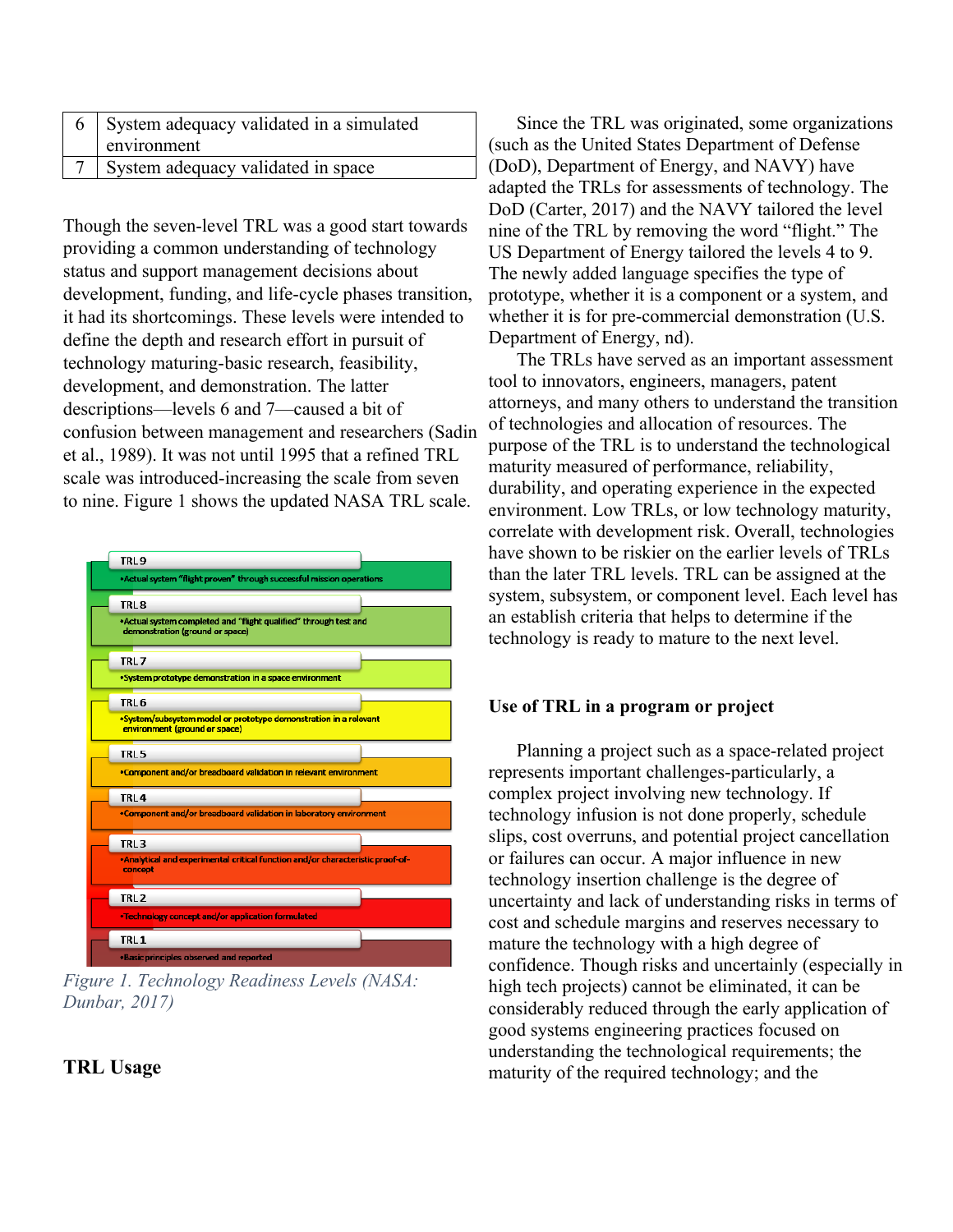| | |
|---|---|
| 6 | System adequacy validated in a simulated environment |
| 7 | System adequacy validated in space |

Though the seven-level TRL was a good start towards providing a common understanding of technology status and support management decisions about development, funding, and life-cycle phases transition, it had its shortcomings. These levels were intended to define the depth and research effort in pursuit of technology maturing-basic research, feasibility, development, and demonstration. The latter descriptions—levels 6 and 7—caused a bit of confusion between management and researchers (Sadin et al., 1989). It was not until 1995 that a refined TRL scale was introduced-increasing the scale from seven to nine. Figure 1 shows the updated NASA TRL scale.

| Level | Description |
|---|---|
| TRL 9 | •Actual system "flight proven" through successful mission operations |
| TRL 8 | •Actual system completed and "flight qualified" through test and demonstration (ground or space) |
| TRL 7 | •System prototype demonstration in a space environment |
| TRL 6 | •System/subsystem model or prototype demonstration in a relevant environment (ground or space) |
| TRL 5 | •Component and/or breadboard validation in relevant environment |
| TRL 4 | •Component and/or breadboard validation in laboratory environment |
| TRL 3 | •Analytical and experimental critical function and/or characteristic proof-of-concept |
| TRL 2 | •Technology concept and/or application formulated |
| TRL 1 | •Basic principles observed and reported |

*Figure 1. Technology Readiness Levels (NASA: Dunbar, 2017)*

## TRL Usage

Since the TRL was originated, some organizations (such as the United States Department of Defense (DoD), Department of Energy, and NAVY) have adapted the TRLs for assessments of technology. The DoD (Carter, 2017) and the NAVY tailored the level nine of the TRL by removing the word "flight." The US Department of Energy tailored the levels 4 to 9. The newly added language specifies the type of prototype, whether it is a component or a system, and whether it is for pre-commercial demonstration (U.S. Department of Energy, nd).

The TRLs have served as an important assessment tool to innovators, engineers, managers, patent attorneys, and many others to understand the transition of technologies and allocation of resources. The purpose of the TRL is to understand the technological maturity measured of performance, reliability, durability, and operating experience in the expected environment. Low TRLs, or low technology maturity, correlate with development risk. Overall, technologies have shown to be riskier on the earlier levels of TRLs than the later TRL levels. TRL can be assigned at the system, subsystem, or component level. Each level has an establish criteria that helps to determine if the technology is ready to mature to the next level.

## Use of TRL in a program or project

Planning a project such as a space-related project represents important challenges-particularly, a complex project involving new technology. If technology infusion is not done properly, schedule slips, cost overruns, and potential project cancellation or failures can occur. A major influence in new technology insertion challenge is the degree of uncertainty and lack of understanding risks in terms of cost and schedule margins and reserves necessary to mature the technology with a high degree of confidence. Though risks and uncertainly (especially in high tech projects) cannot be eliminated, it can be considerably reduced through the early application of good systems engineering practices focused on understanding the technological requirements; the maturity of the required technology; and the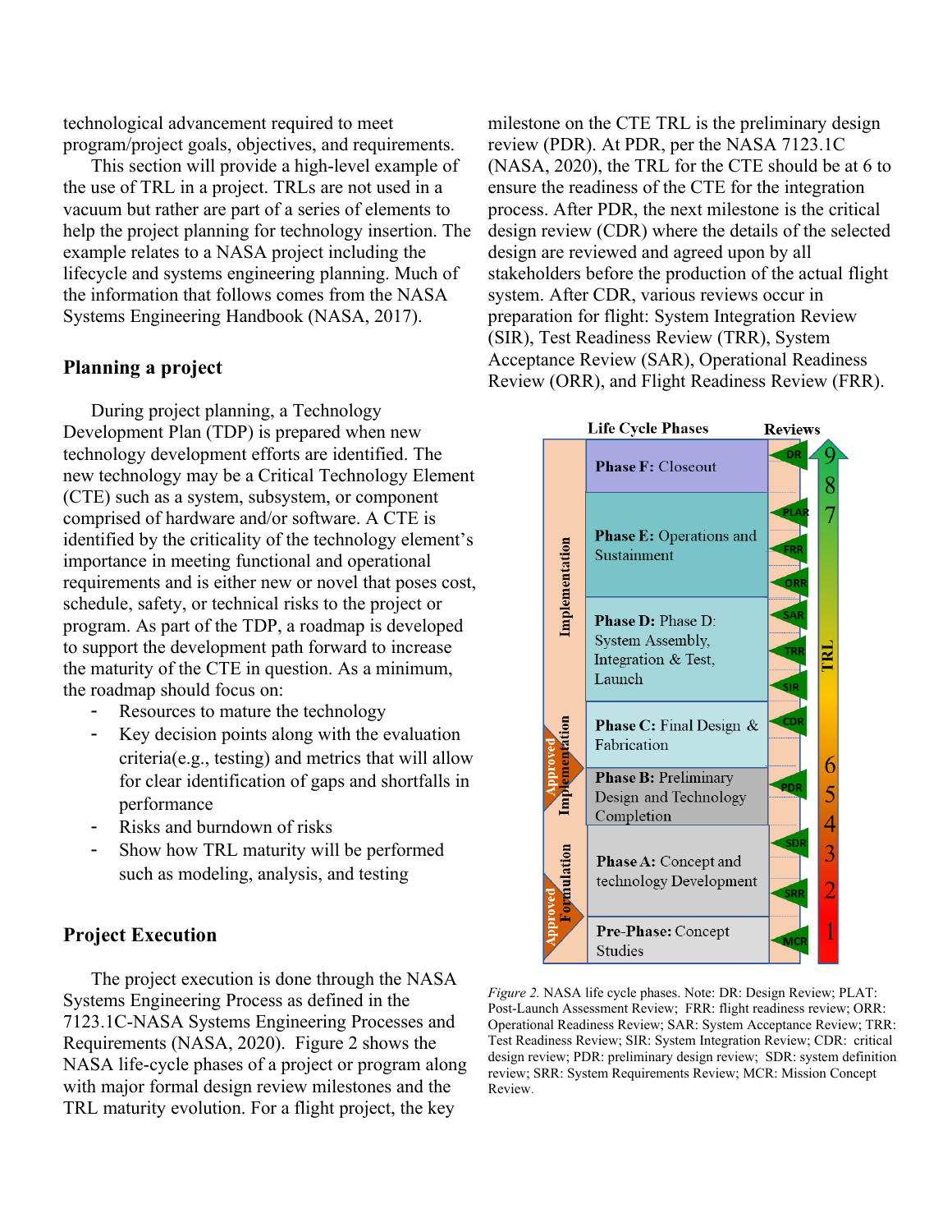technological advancement required to meet program/project goals, objectives, and requirements.

This section will provide a high-level example of the use of TRL in a project. TRLs are not used in a vacuum but rather are part of a series of elements to help the project planning for technology insertion. The example relates to a NASA project including the lifecycle and systems engineering planning. Much of the information that follows comes from the NASA Systems Engineering Handbook (NASA, 2017).

## Planning a project

During project planning, a Technology Development Plan (TDP) is prepared when new technology development efforts are identified. The new technology may be a Critical Technology Element (CTE) such as a system, subsystem, or component comprised of hardware and/or software. A CTE is identified by the criticality of the technology element's importance in meeting functional and operational requirements and is either new or novel that poses cost, schedule, safety, or technical risks to the project or program. As part of the TDP, a roadmap is developed to support the development path forward to increase the maturity of the CTE in question. As a minimum, the roadmap should focus on:

- Resources to mature the technology
- Key decision points along with the evaluation criteria(e.g., testing) and metrics that will allow for clear identification of gaps and shortfalls in performance
- Risks and burndown of risks
- Show how TRL maturity will be performed such as modeling, analysis, and testing

## Project Execution

The project execution is done through the NASA Systems Engineering Process as defined in the 7123.1C-NASA Systems Engineering Processes and Requirements (NASA, 2020). Figure 2 shows the NASA life-cycle phases of a project or program along with major formal design review milestones and the TRL maturity evolution. For a flight project, the key milestone on the CTE TRL is the preliminary design review (PDR). At PDR, per the NASA 7123.1C (NASA, 2020), the TRL for the CTE should be at 6 to ensure the readiness of the CTE for the integration process. After PDR, the next milestone is the critical design review (CDR) where the details of the selected design are reviewed and agreed upon by all stakeholders before the production of the actual flight system. After CDR, various reviews occur in preparation for flight: System Integration Review (SIR), Test Readiness Review (TRR), System Acceptance Review (SAR), Operational Readiness Review (ORR), and Flight Readiness Review (FRR).

| Life Cycle Phases | Reviews | TRL |
|---|---|---|
| **Phase F:** Closeout | DR | 9 |
| **Phase E:** Operations and Sustainment | PLAR, FRR, ORR | 8, 7 |
| **Phase D:** Phase D: System Assembly, Integration & Test, Launch | SAR, TRR, SIR | |
| **Phase C:** Final Design & Fabrication | CDR | |
| **Phase B:** Preliminary Design and Technology Completion | PDR | 6, 5 |
| **Phase A:** Concept and technology Development | SDR, SRR | 4, 3, 2 |
| **Pre-Phase:** Concept Studies | MCR | 1 |

*Figure 2.* NASA life cycle phases. Note: DR: Design Review; PLAT: Post-Launch Assessment Review; FRR: flight readiness review; ORR: Operational Readiness Review; SAR: System Acceptance Review; TRR: Test Readiness Review; SIR: System Integration Review; CDR: critical design review; PDR: preliminary design review; SDR: system definition review; SRR: System Requirements Review; MCR: Mission Concept Review.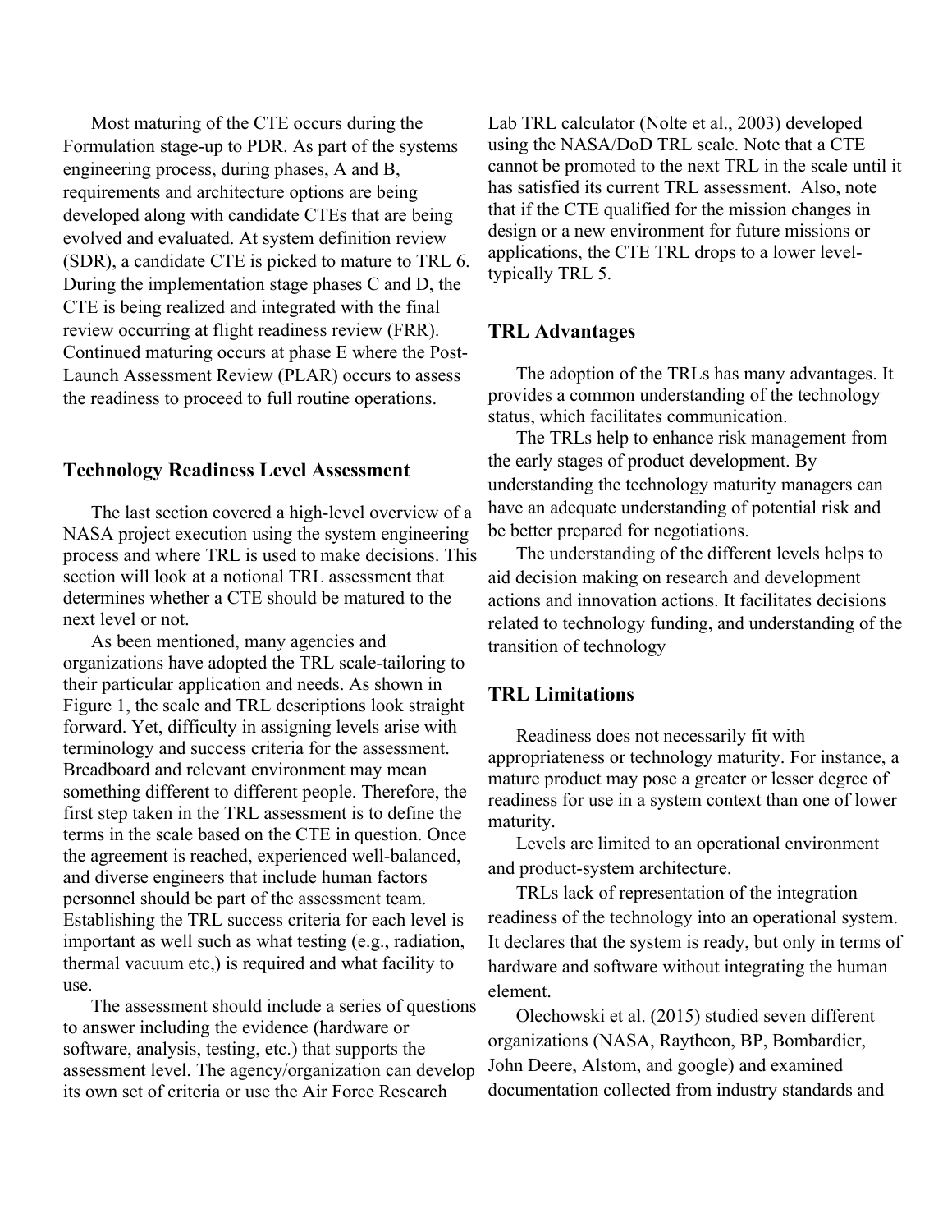Most maturing of the CTE occurs during the Formulation stage-up to PDR. As part of the systems engineering process, during phases, A and B, requirements and architecture options are being developed along with candidate CTEs that are being evolved and evaluated. At system definition review (SDR), a candidate CTE is picked to mature to TRL 6. During the implementation stage phases C and D, the CTE is being realized and integrated with the final review occurring at flight readiness review (FRR). Continued maturing occurs at phase E where the Post-Launch Assessment Review (PLAR) occurs to assess the readiness to proceed to full routine operations.

## Technology Readiness Level Assessment

The last section covered a high-level overview of a NASA project execution using the system engineering process and where TRL is used to make decisions. This section will look at a notional TRL assessment that determines whether a CTE should be matured to the next level or not.

As been mentioned, many agencies and organizations have adopted the TRL scale-tailoring to their particular application and needs. As shown in Figure 1, the scale and TRL descriptions look straight forward. Yet, difficulty in assigning levels arise with terminology and success criteria for the assessment. Breadboard and relevant environment may mean something different to different people. Therefore, the first step taken in the TRL assessment is to define the terms in the scale based on the CTE in question. Once the agreement is reached, experienced well-balanced, and diverse engineers that include human factors personnel should be part of the assessment team. Establishing the TRL success criteria for each level is important as well such as what testing (e.g., radiation, thermal vacuum etc,) is required and what facility to use.

The assessment should include a series of questions to answer including the evidence (hardware or software, analysis, testing, etc.) that supports the assessment level. The agency/organization can develop its own set of criteria or use the Air Force Research Lab TRL calculator (Nolte et al., 2003) developed using the NASA/DoD TRL scale. Note that a CTE cannot be promoted to the next TRL in the scale until it has satisfied its current TRL assessment. Also, note that if the CTE qualified for the mission changes in design or a new environment for future missions or applications, the CTE TRL drops to a lower level-typically TRL 5.

## TRL Advantages

The adoption of the TRLs has many advantages. It provides a common understanding of the technology status, which facilitates communication.

The TRLs help to enhance risk management from the early stages of product development. By understanding the technology maturity managers can have an adequate understanding of potential risk and be better prepared for negotiations.

The understanding of the different levels helps to aid decision making on research and development actions and innovation actions. It facilitates decisions related to technology funding, and understanding of the transition of technology

## TRL Limitations

Readiness does not necessarily fit with appropriateness or technology maturity. For instance, a mature product may pose a greater or lesser degree of readiness for use in a system context than one of lower maturity.

Levels are limited to an operational environment and product-system architecture.

TRLs lack of representation of the integration readiness of the technology into an operational system. It declares that the system is ready, but only in terms of hardware and software without integrating the human element.

Olechowski et al. (2015) studied seven different organizations (NASA, Raytheon, BP, Bombardier, John Deere, Alstom, and google) and examined documentation collected from industry standards and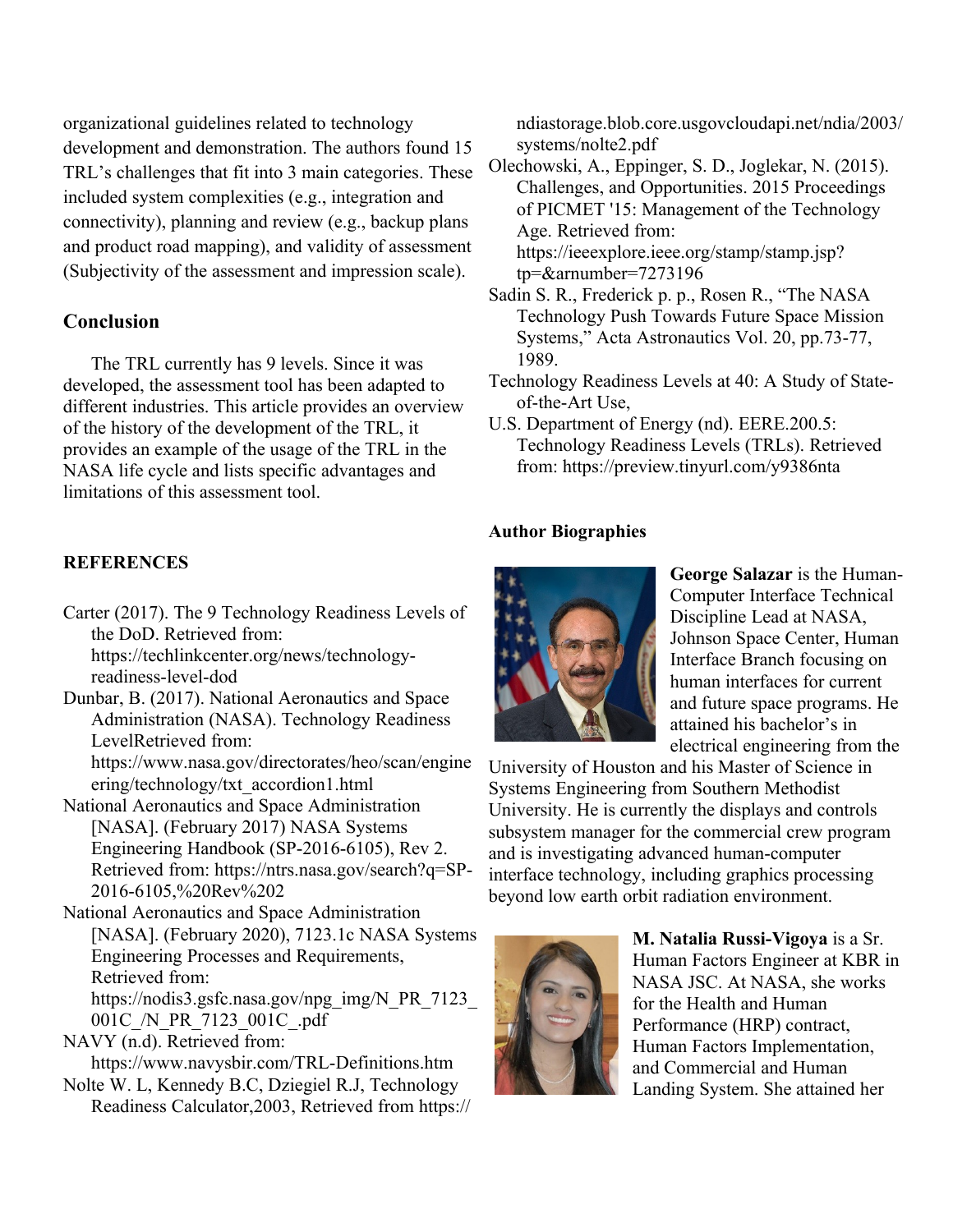organizational guidelines related to technology development and demonstration. The authors found 15 TRL's challenges that fit into 3 main categories. These included system complexities (e.g., integration and connectivity), planning and review (e.g., backup plans and product road mapping), and validity of assessment (Subjectivity of the assessment and impression scale).

## Conclusion

The TRL currently has 9 levels. Since it was developed, the assessment tool has been adapted to different industries. This article provides an overview of the history of the development of the TRL, it provides an example of the usage of the TRL in the NASA life cycle and lists specific advantages and limitations of this assessment tool.

## REFERENCES

Carter (2017). The 9 Technology Readiness Levels of the DoD. Retrieved from: https://techlinkcenter.org/news/technology-readiness-level-dod

Dunbar, B. (2017). National Aeronautics and Space Administration (NASA). Technology Readiness LevelRetrieved from: https://www.nasa.gov/directorates/heo/scan/engineering/technology/txt_accordion1.html

National Aeronautics and Space Administration [NASA]. (February 2017) NASA Systems Engineering Handbook (SP-2016-6105), Rev 2. Retrieved from: https://ntrs.nasa.gov/search?q=SP-2016-6105,%20Rev%202

National Aeronautics and Space Administration [NASA]. (February 2020), 7123.1c NASA Systems Engineering Processes and Requirements, Retrieved from: https://nodis3.gsfc.nasa.gov/npg_img/N_PR_7123_001C_/N_PR_7123_001C_.pdf

NAVY (n.d). Retrieved from: https://www.navysbir.com/TRL-Definitions.htm

Nolte W. L, Kennedy B.C, Dziegiel R.J, Technology Readiness Calculator,2003, Retrieved from https://ndiastorage.blob.core.usgovcloudapi.net/ndia/2003/systems/nolte2.pdf

Olechowski, A., Eppinger, S. D., Joglekar, N. (2015). Challenges, and Opportunities. 2015 Proceedings of PICMET '15: Management of the Technology Age. Retrieved from: https://ieeexplore.ieee.org/stamp/stamp.jsp?tp=&arnumber=7273196

Sadin S. R., Frederick p. p., Rosen R., "The NASA Technology Push Towards Future Space Mission Systems," Acta Astronautics Vol. 20, pp.73-77, 1989.

Technology Readiness Levels at 40: A Study of State-of-the-Art Use,

U.S. Department of Energy (nd). EERE.200.5: Technology Readiness Levels (TRLs). Retrieved from: https://preview.tinyurl.com/y9386nta

### Author Biographies

**George Salazar** is the Human-Computer Interface Technical Discipline Lead at NASA, Johnson Space Center, Human Interface Branch focusing on human interfaces for current and future space programs. He attained his bachelor's in electrical engineering from the University of Houston and his Master of Science in Systems Engineering from Southern Methodist University. He is currently the displays and controls subsystem manager for the commercial crew program and is investigating advanced human-computer interface technology, including graphics processing beyond low earth orbit radiation environment.

**M. Natalia Russi-Vigoya** is a Sr. Human Factors Engineer at KBR in NASA JSC. At NASA, she works for the Health and Human Performance (HRP) contract, Human Factors Implementation, and Commercial and Human Landing System. She attained her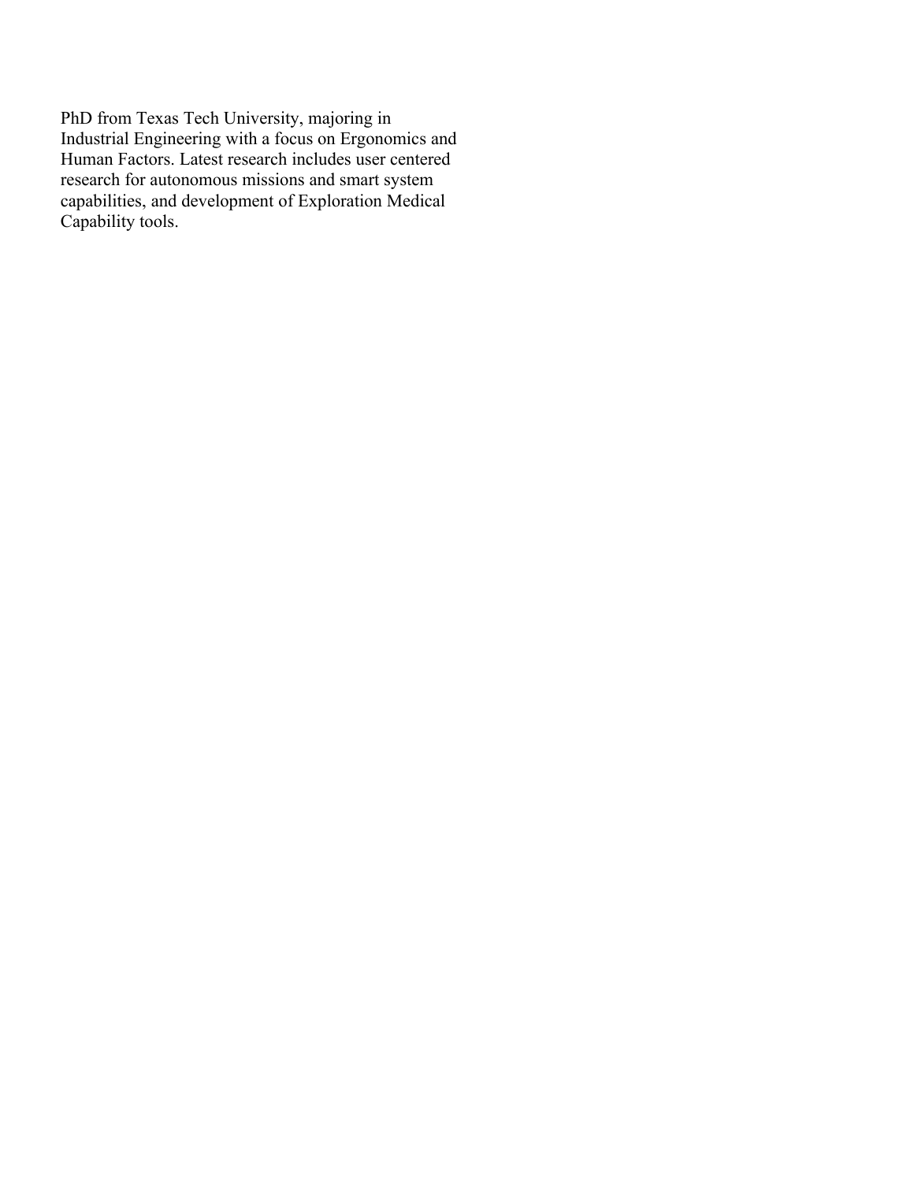PhD from Texas Tech University, majoring in Industrial Engineering with a focus on Ergonomics and Human Factors. Latest research includes user centered research for autonomous missions and smart system capabilities, and development of Exploration Medical Capability tools.